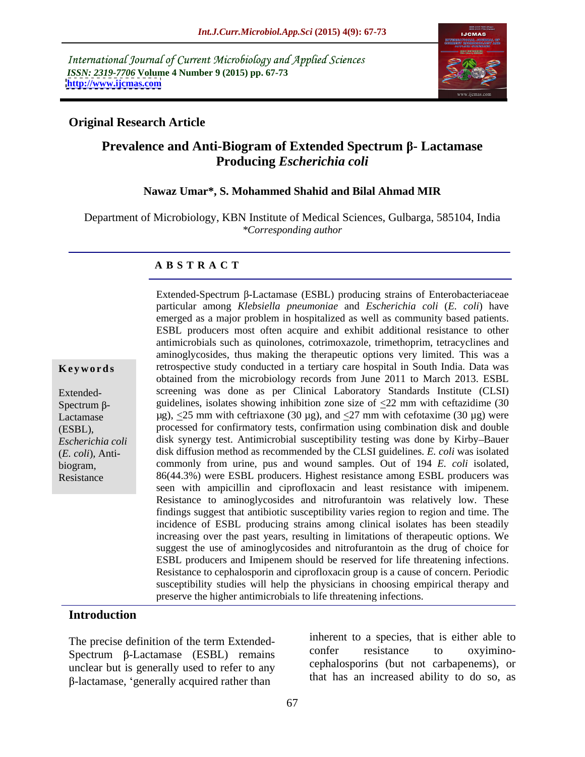International Journal of Current Microbiology and Applied Sciences
*ISSN: 2319-7706* **Volume 4 Number 9 (2015) pp. 67-73**
**http://www.ijcmas.com**

**Original Research Article**

# Prevalence and Anti-Biogram of Extended Spectrum β- Lactamase Producing *Escherichia coli*

**Nawaz Umar\*, S. Mohammed Shahid and Bilal Ahmad MIR**

Department of Microbiology, KBN Institute of Medical Sciences, Gulbarga, 585104, India
*\*Corresponding author*

## ABSTRACT

**Keywords**

Extended-Spectrum β-Lactamase (ESBL), *Escherichia coli* (*E. coli*), Anti-biogram, Resistance

Extended-Spectrum β-Lactamase (ESBL) producing strains of Enterobacteriaceae particular among *Klebsiella pneumoniae* and *Escherichia coli* (*E. coli*) have emerged as a major problem in hospitalized as well as community based patients. ESBL producers most often acquire and exhibit additional resistance to other antimicrobials such as quinolones, cotrimoxazole, trimethoprim, tetracyclines and aminoglycosides, thus making the therapeutic options very limited. This was a retrospective study conducted in a tertiary care hospital in South India. Data was obtained from the microbiology records from June 2011 to March 2013. ESBL screening was done as per Clinical Laboratory Standards Institute (CLSI) guidelines, isolates showing inhibition zone size of $\leq$22 mm with ceftazidime (30 µg), $\leq$25 mm with ceftriaxone (30 µg), and $\leq$27 mm with cefotaxime (30 µg) were processed for confirmatory tests, confirmation using combination disk and double disk synergy test. Antimicrobial susceptibility testing was done by Kirby–Bauer disk diffusion method as recommended by the CLSI guidelines*. E. coli* was isolated commonly from urine, pus and wound samples. Out of 194 *E. coli* isolated, 86(44.3%) were ESBL producers. Highest resistance among ESBL producers was seen with ampicillin and ciprofloxacin and least resistance with imipenem. Resistance to aminoglycosides and nitrofurantoin was relatively low. These findings suggest that antibiotic susceptibility varies region to region and time. The incidence of ESBL producing strains among clinical isolates has been steadily increasing over the past years, resulting in limitations of therapeutic options. We suggest the use of aminoglycosides and nitrofurantoin as the drug of choice for ESBL producers and Imipenem should be reserved for life threatening infections. Resistance to cephalosporin and ciprofloxacin group is a cause of concern. Periodic susceptibility studies will help the physicians in choosing empirical therapy and preserve the higher antimicrobials to life threatening infections.

## Introduction

The precise definition of the term Extended-Spectrum β-Lactamase (ESBL) remains unclear but is generally used to refer to any β-lactamase, 'generally acquired rather than inherent to a species, that is either able to confer resistance to oxyimino-cephalosporins (but not carbapenems), or that has an increased ability to do so, as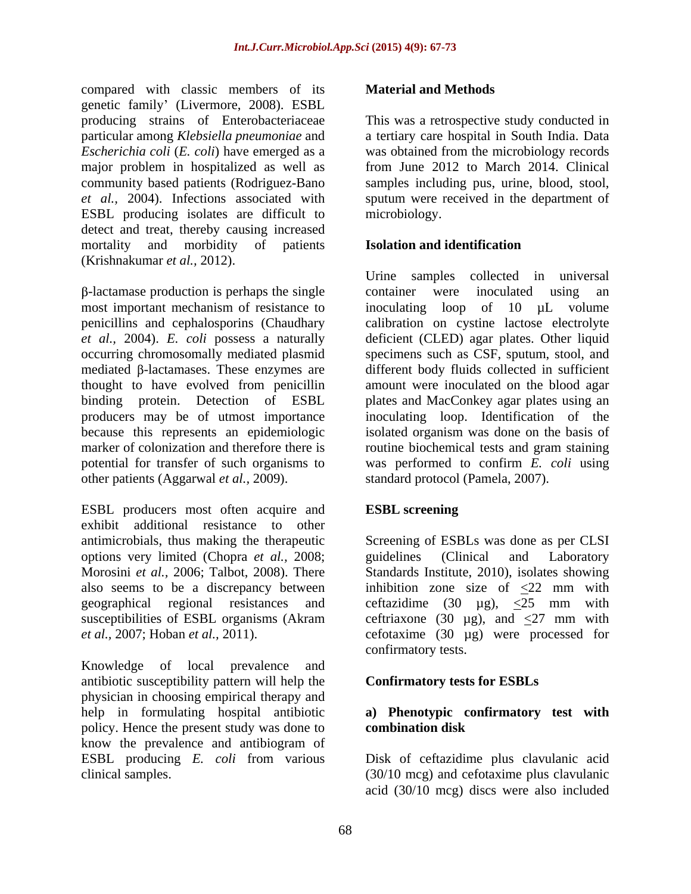compared with classic members of its genetic family' (Livermore, 2008). ESBL producing strains of Enterobacteriaceae particular among *Klebsiella pneumoniae* and *Escherichia coli* (*E. coli*) have emerged as a major problem in hospitalized as well as community based patients (Rodriguez-Bano *et al.,* 2004). Infections associated with ESBL producing isolates are difficult to detect and treat, thereby causing increased mortality and morbidity of patients (Krishnakumar *et al.,* 2012).

β-lactamase production is perhaps the single most important mechanism of resistance to penicillins and cephalosporins (Chaudhary *et al.,* 2004). *E. coli* possess a naturally occurring chromosomally mediated plasmid mediated β-lactamases. These enzymes are thought to have evolved from penicillin binding protein. Detection of ESBL producers may be of utmost importance because this represents an epidemiologic marker of colonization and therefore there is potential for transfer of such organisms to other patients (Aggarwal *et al.,* 2009).

ESBL producers most often acquire and exhibit additional resistance to other antimicrobials, thus making the therapeutic options very limited (Chopra *et al.,* 2008; Morosini *et al.,* 2006; Talbot, 2008). There also seems to be a discrepancy between geographical regional resistances and susceptibilities of ESBL organisms (Akram *et al.,* 2007; Hoban *et al.,* 2011).

Knowledge of local prevalence and antibiotic susceptibility pattern will help the physician in choosing empirical therapy and help in formulating hospital antibiotic policy. Hence the present study was done to know the prevalence and antibiogram of ESBL producing *E. coli* from various clinical samples.

## Material and Methods

This was a retrospective study conducted in a tertiary care hospital in South India. Data was obtained from the microbiology records from June 2012 to March 2014. Clinical samples including pus, urine, blood, stool, sputum were received in the department of microbiology.

### Isolation and identification

Urine samples collected in universal container were inoculated using an inoculating loop of 10 μL volume calibration on cystine lactose electrolyte deficient (CLED) agar plates. Other liquid specimens such as CSF, sputum, stool, and different body fluids collected in sufficient amount were inoculated on the blood agar plates and MacConkey agar plates using an inoculating loop. Identification of the isolated organism was done on the basis of routine biochemical tests and gram staining was performed to confirm *E. coli* using standard protocol (Pamela, 2007).

### ESBL screening

Screening of ESBLs was done as per CLSI guidelines (Clinical and Laboratory Standards Institute, 2010), isolates showing inhibition zone size of $\leq$22 mm with ceftazidime (30 μg), $\leq$25 mm with ceftriaxone (30 μg), and $\leq$27 mm with cefotaxime (30 μg) were processed for confirmatory tests.

### Confirmatory tests for ESBLs

#### a) Phenotypic confirmatory test with combination disk

Disk of ceftazidime plus clavulanic acid (30/10 mcg) and cefotaxime plus clavulanic acid (30/10 mcg) discs were also included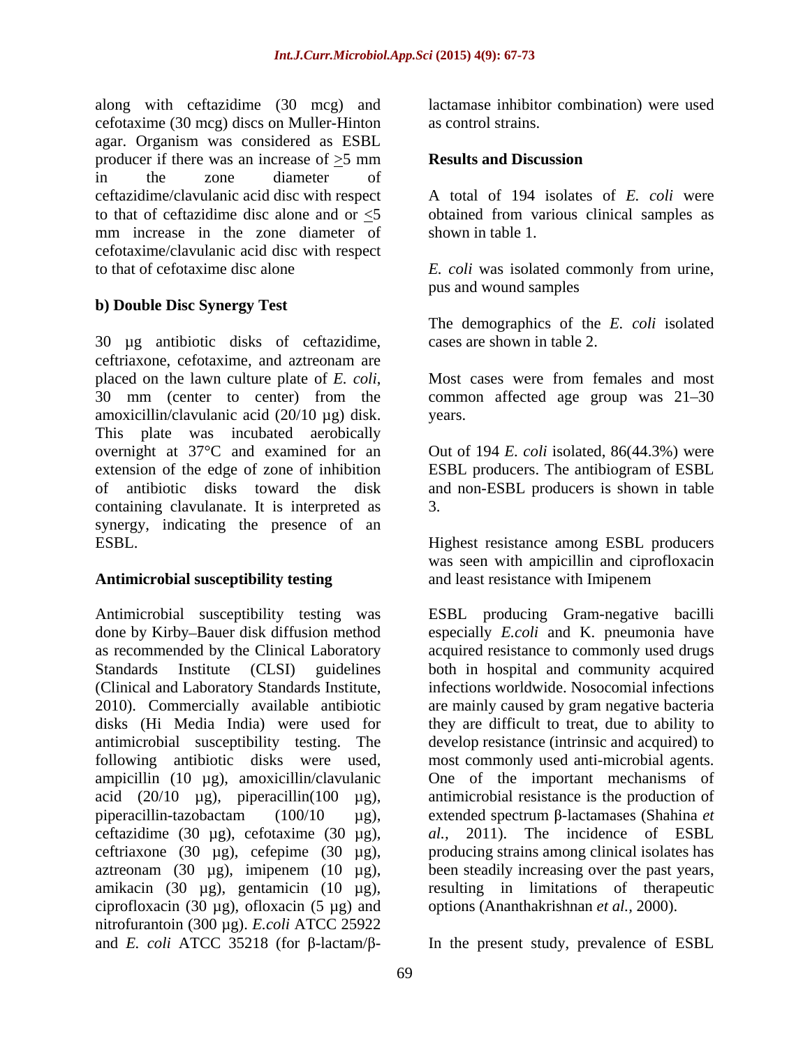along with ceftazidime (30 mcg) and cefotaxime (30 mcg) discs on Muller-Hinton agar. Organism was considered as ESBL producer if there was an increase of $\geq$5 mm in the zone diameter of ceftazidime/clavulanic acid disc with respect to that of ceftazidime disc alone and or $\leq$5 mm increase in the zone diameter of cefotaxime/clavulanic acid disc with respect to that of cefotaxime disc alone

**b) Double Disc Synergy Test**

30 µg antibiotic disks of ceftazidime, ceftriaxone, cefotaxime, and aztreonam are placed on the lawn culture plate of *E. coli*, 30 mm (center to center) from the amoxicillin/clavulanic acid (20/10 µg) disk. This plate was incubated aerobically overnight at 37°C and examined for an extension of the edge of zone of inhibition of antibiotic disks toward the disk containing clavulanate. It is interpreted as synergy, indicating the presence of an ESBL.

**Antimicrobial susceptibility testing**

Antimicrobial susceptibility testing was done by Kirby–Bauer disk diffusion method as recommended by the Clinical Laboratory Standards Institute (CLSI) guidelines (Clinical and Laboratory Standards Institute, 2010). Commercially available antibiotic disks (Hi Media India) were used for antimicrobial susceptibility testing. The following antibiotic disks were used, ampicillin (10 µg), amoxicillin/clavulanic acid (20/10 µg), piperacillin(100 µg), piperacillin-tazobactam (100/10 µg), ceftazidime (30 µg), cefotaxime (30 µg), ceftriaxone (30 µg), cefepime (30 µg), aztreonam (30 µg), imipenem (10 µg), amikacin (30 µg), gentamicin (10 µg), ciprofloxacin (30 µg), ofloxacin (5 µg) and nitrofurantoin (300 µg). *E.coli* ATCC 25922 and *E. coli* ATCC 35218 (for β-lactam/β-lactamase inhibitor combination) were used as control strains.

**Results and Discussion**

A total of 194 isolates of *E. coli* were obtained from various clinical samples as shown in table 1.

*E. coli* was isolated commonly from urine, pus and wound samples

The demographics of the *E. coli* isolated cases are shown in table 2.

Most cases were from females and most common affected age group was 21–30 years.

Out of 194 *E. coli* isolated, 86(44.3%) were ESBL producers. The antibiogram of ESBL and non-ESBL producers is shown in table 3.

Highest resistance among ESBL producers was seen with ampicillin and ciprofloxacin and least resistance with Imipenem

ESBL producing Gram-negative bacilli especially *E.coli* and K. pneumonia have acquired resistance to commonly used drugs both in hospital and community acquired infections worldwide. Nosocomial infections are mainly caused by gram negative bacteria they are difficult to treat, due to ability to develop resistance (intrinsic and acquired) to most commonly used anti-microbial agents. One of the important mechanisms of antimicrobial resistance is the production of extended spectrum β-lactamases (Shahina *et al.,* 2011). The incidence of ESBL producing strains among clinical isolates has been steadily increasing over the past years, resulting in limitations of therapeutic options (Ananthakrishnan *et al.,* 2000).

In the present study, prevalence of ESBL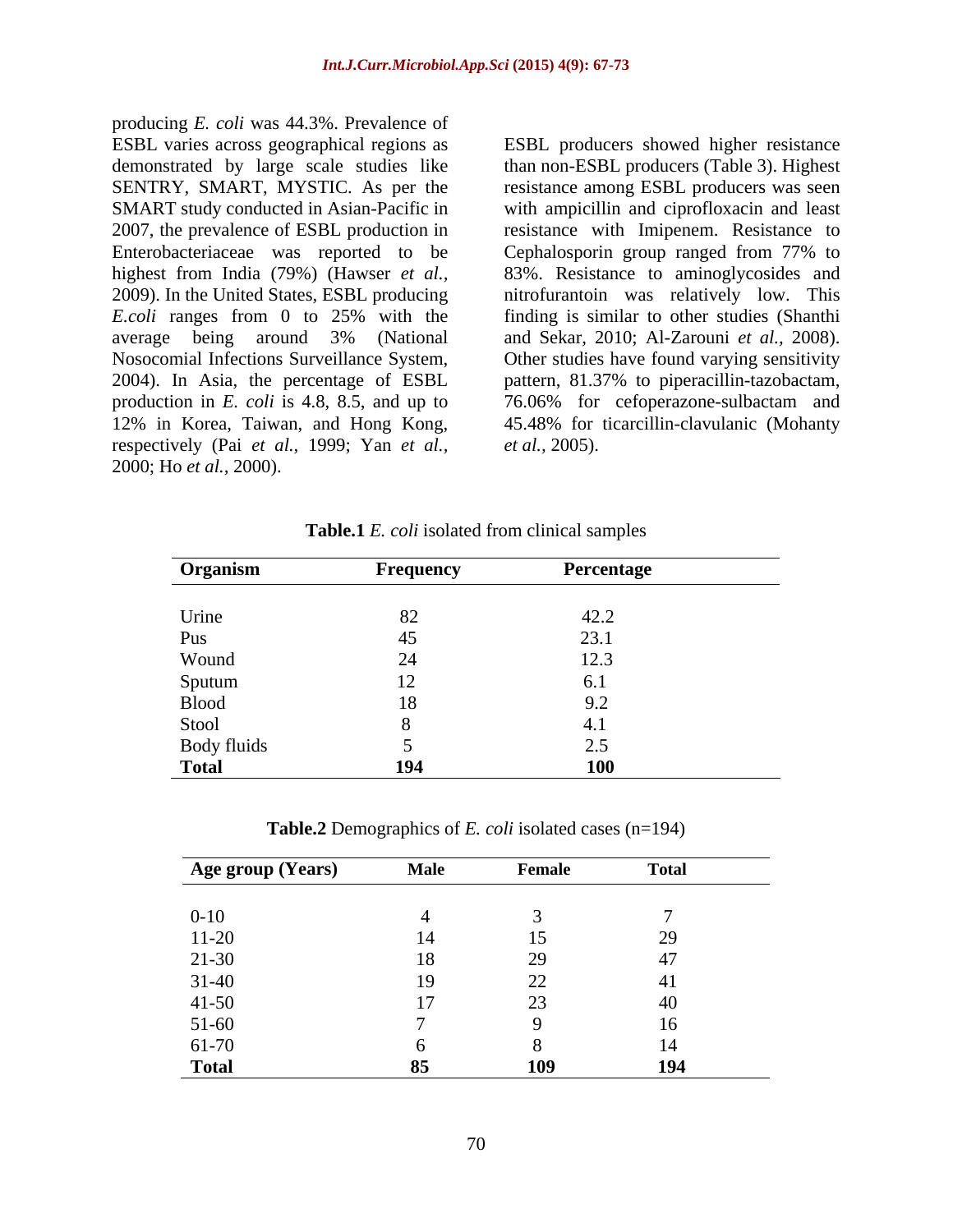producing *E. coli* was 44.3%. Prevalence of ESBL varies across geographical regions as demonstrated by large scale studies like SENTRY, SMART, MYSTIC. As per the SMART study conducted in Asian-Pacific in 2007, the prevalence of ESBL production in Enterobacteriaceae was reported to be highest from India (79%) (Hawser *et al.,* 2009). In the United States, ESBL producing *E.coli* ranges from 0 to 25% with the average being around 3% (National Nosocomial Infections Surveillance System, 2004). In Asia, the percentage of ESBL production in *E. coli* is 4.8, 8.5, and up to 12% in Korea, Taiwan, and Hong Kong, respectively (Pai *et al.,* 1999; Yan *et al.,* 2000; Ho *et al.,* 2000).

ESBL producers showed higher resistance than non-ESBL producers (Table 3). Highest resistance among ESBL producers was seen with ampicillin and ciprofloxacin and least resistance with Imipenem. Resistance to Cephalosporin group ranged from 77% to 83%. Resistance to aminoglycosides and nitrofurantoin was relatively low. This finding is similar to other studies (Shanthi and Sekar, 2010; Al-Zarouni *et al.,* 2008). Other studies have found varying sensitivity pattern, 81.37% to piperacillin-tazobactam, 76.06% for cefoperazone-sulbactam and 45.48% for ticarcillin-clavulanic (Mohanty *et al.,* 2005).

**Table.1** *E. coli* isolated from clinical samples

| Organism | Frequency | Percentage |
|---|---|---|
| Urine | 82 | 42.2 |
| Pus | 45 | 23.1 |
| Wound | 24 | 12.3 |
| Sputum | 12 | 6.1 |
| Blood | 18 | 9.2 |
| Stool | 8 | 4.1 |
| Body fluids | 5 | 2.5 |
| **Total** | **194** | **100** |

**Table.2** Demographics of *E. coli* isolated cases (n=194)

| Age group (Years) | Male | Female | Total |
|---|---|---|---|
| 0-10 | 4 | 3 | 7 |
| 11-20 | 14 | 15 | 29 |
| 21-30 | 18 | 29 | 47 |
| 31-40 | 19 | 22 | 41 |
| 41-50 | 17 | 23 | 40 |
| 51-60 | 7 | 9 | 16 |
| 61-70 | 6 | 8 | 14 |
| **Total** | **85** | **109** | **194** |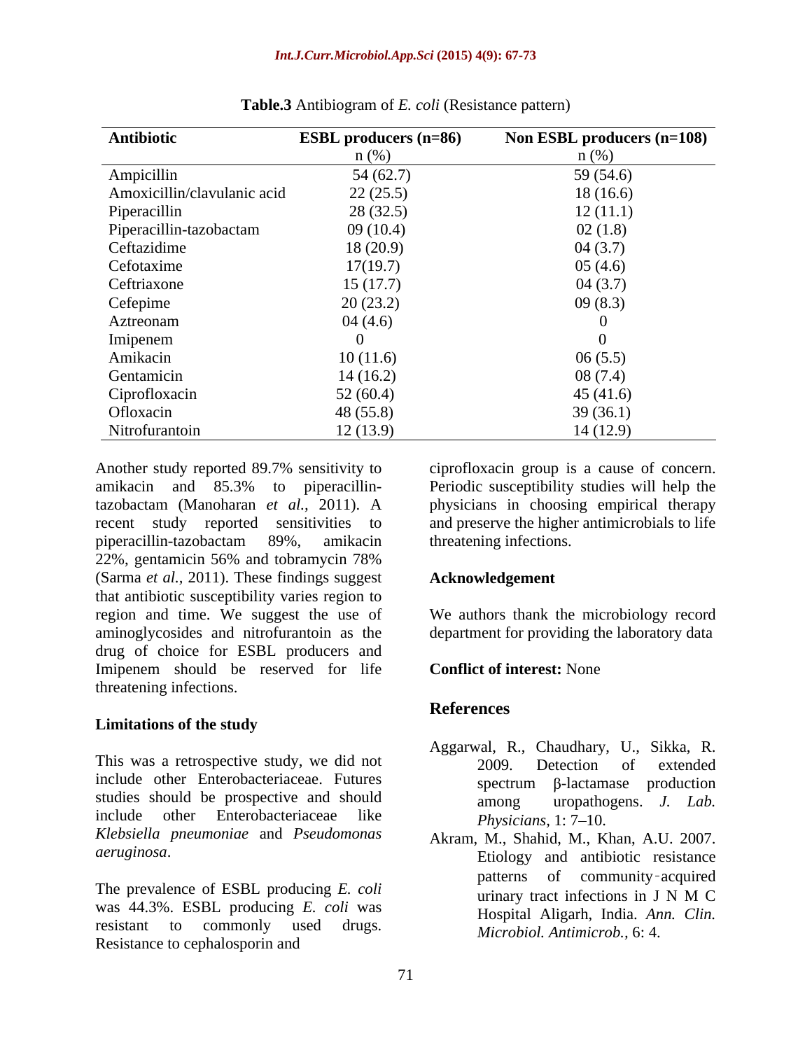**Table.3** Antibiogram of *E. coli* (Resistance pattern)

| Antibiotic | ESBL producers (n=86) n (%) | Non ESBL producers (n=108) n (%) |
|---|---|---|
| Ampicillin | 54 (62.7) | 59 (54.6) |
| Amoxicillin/clavulanic acid | 22 (25.5) | 18 (16.6) |
| Piperacillin | 28 (32.5) | 12 (11.1) |
| Piperacillin-tazobactam | 09 (10.4) | 02 (1.8) |
| Ceftazidime | 18 (20.9) | 04 (3.7) |
| Cefotaxime | 17(19.7) | 05 (4.6) |
| Ceftriaxone | 15 (17.7) | 04 (3.7) |
| Cefepime | 20 (23.2) | 09 (8.3) |
| Aztreonam | 04 (4.6) | 0 |
| Imipenem | 0 | 0 |
| Amikacin | 10 (11.6) | 06 (5.5) |
| Gentamicin | 14 (16.2) | 08 (7.4) |
| Ciprofloxacin | 52 (60.4) | 45 (41.6) |
| Ofloxacin | 48 (55.8) | 39 (36.1) |
| Nitrofurantoin | 12 (13.9) | 14 (12.9) |

Another study reported 89.7% sensitivity to amikacin and 85.3% to piperacillin-tazobactam (Manoharan *et al.*, 2011). A recent study reported sensitivities to piperacillin-tazobactam 89%, amikacin 22%, gentamicin 56% and tobramycin 78% (Sarma *et al.*, 2011). These findings suggest that antibiotic susceptibility varies region to region and time. We suggest the use of aminoglycosides and nitrofurantoin as the drug of choice for ESBL producers and Imipenem should be reserved for life threatening infections.

### Limitations of the study

This was a retrospective study, we did not include other Enterobacteriaceae. Futures studies should be prospective and should include other Enterobacteriaceae like *Klebsiella pneumoniae* and *Pseudomonas aeruginosa*.

The prevalence of ESBL producing *E. coli* was 44.3%. ESBL producing *E. coli* was resistant to commonly used drugs. Resistance to cephalosporin and ciprofloxacin group is a cause of concern. Periodic susceptibility studies will help the physicians in choosing empirical therapy and preserve the higher antimicrobials to life threatening infections.

### Acknowledgement

We authors thank the microbiology record department for providing the laboratory data

**Conflict of interest:** None

## References

Aggarwal, R., Chaudhary, U., Sikka, R. 2009. Detection of extended spectrum β-lactamase production among uropathogens. *J. Lab. Physicians*, 1: 7–10.

Akram, M., Shahid, M., Khan, A.U. 2007. Etiology and antibiotic resistance patterns of community-acquired urinary tract infections in J N M C Hospital Aligarh, India. *Ann. Clin. Microbiol. Antimicrob.*, 6: 4.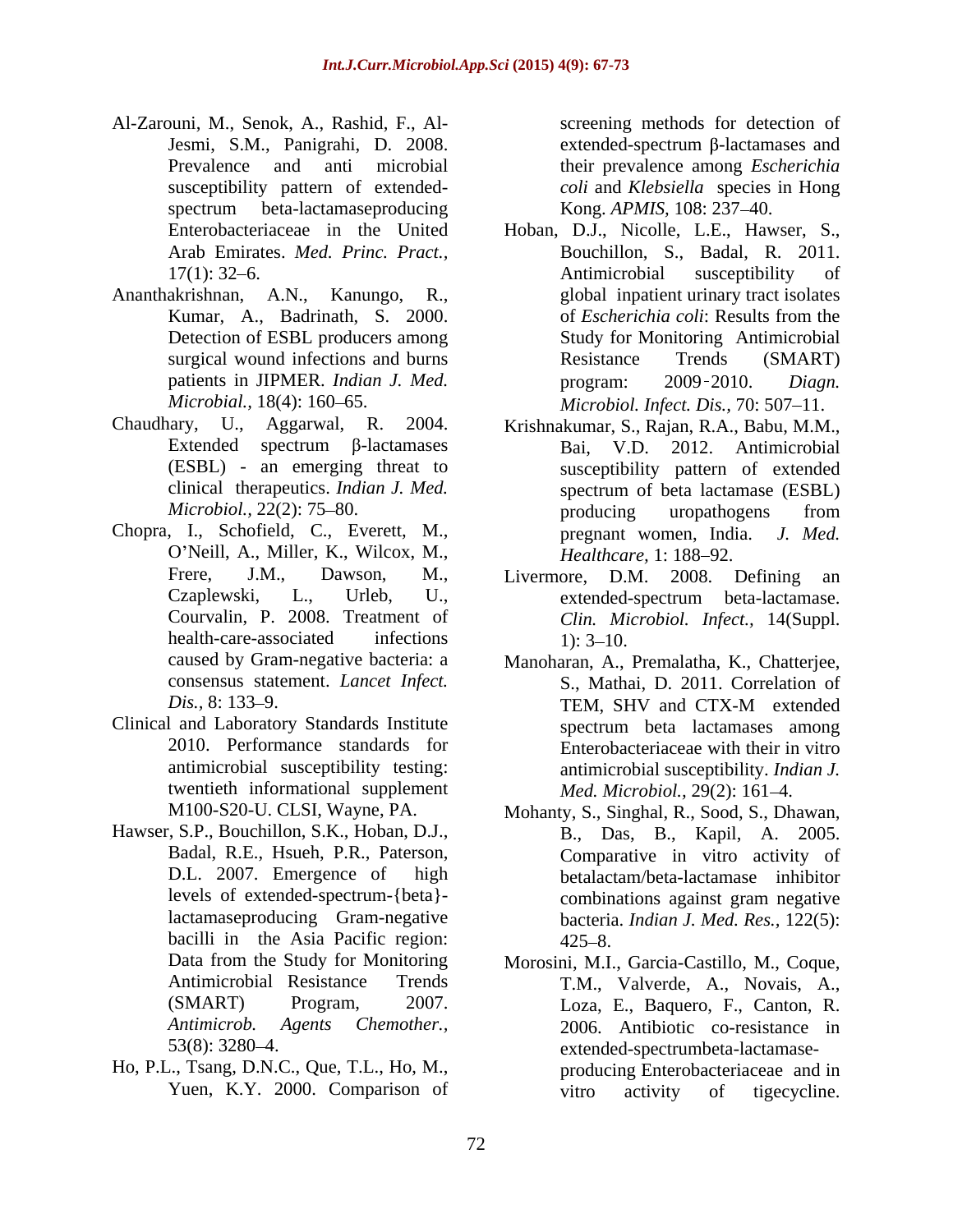Al-Zarouni, M., Senok, A., Rashid, F., Al-Jesmi, S.M., Panigrahi, D. 2008. Prevalence and anti microbial susceptibility pattern of extended-spectrum beta-lactamaseproducing Enterobacteriaceae in the United Arab Emirates. *Med. Princ. Pract.,* 17(1): 32–6.

Ananthakrishnan, A.N., Kanungo, R., Kumar, A., Badrinath, S. 2000. Detection of ESBL producers among surgical wound infections and burns patients in JIPMER. *Indian J. Med. Microbial.,* 18(4): 160–65.

Chaudhary, U., Aggarwal, R. 2004. Extended spectrum β-lactamases (ESBL) - an emerging threat to clinical therapeutics. *Indian J. Med. Microbiol.*, 22(2): 75–80.

Chopra, I., Schofield, C., Everett, M., O'Neill, A., Miller, K., Wilcox, M., Frere, J.M., Dawson, M., Czaplewski, L., Urleb, U., Courvalin, P. 2008. Treatment of health-care-associated infections caused by Gram-negative bacteria: a consensus statement. *Lancet Infect. Dis.*, 8: 133–9.

Clinical and Laboratory Standards Institute 2010. Performance standards for antimicrobial susceptibility testing: twentieth informational supplement M100-S20-U. CLSI, Wayne, PA.

Hawser, S.P., Bouchillon, S.K., Hoban, D.J., Badal, R.E., Hsueh, P.R., Paterson, D.L. 2007. Emergence of high levels of extended-spectrum-{beta}-lactamaseproducing Gram-negative bacilli in the Asia Pacific region: Data from the Study for Monitoring Antimicrobial Resistance Trends (SMART) Program, 2007. *Antimicrob. Agents Chemother.*, 53(8): 3280–4.

Ho, P.L., Tsang, D.N.C., Que, T.L., Ho, M., Yuen, K.Y. 2000. Comparison of screening methods for detection of extended-spectrum β-lactamases and their prevalence among *Escherichia coli* and *Klebsiella* species in Hong Kong. *APMIS*, 108: 237–40.

Hoban, D.J., Nicolle, L.E., Hawser, S., Bouchillon, S., Badal, R. 2011. Antimicrobial susceptibility of global inpatient urinary tract isolates of *Escherichia coli*: Results from the Study for Monitoring Antimicrobial Resistance Trends (SMART) program: 2009-2010. *Diagn. Microbiol. Infect. Dis.,* 70: 507–11.

Krishnakumar, S., Rajan, R.A., Babu, M.M., Bai, V.D. 2012. Antimicrobial susceptibility pattern of extended spectrum of beta lactamase (ESBL) producing uropathogens from pregnant women, India. *J. Med. Healthcare,* 1: 188–92.

Livermore, D.M. 2008. Defining an extended-spectrum beta-lactamase. *Clin. Microbiol. Infect.,* 14(Suppl. 1): 3–10.

Manoharan, A., Premalatha, K., Chatterjee, S., Mathai, D. 2011. Correlation of TEM, SHV and CTX-M extended spectrum beta lactamases among Enterobacteriaceae with their in vitro antimicrobial susceptibility. *Indian J. Med. Microbiol.,* 29(2): 161–4.

Mohanty, S., Singhal, R., Sood, S., Dhawan, B., Das, B., Kapil, A. 2005. Comparative in vitro activity of betalactam/beta-lactamase inhibitor combinations against gram negative bacteria. *Indian J. Med. Res.,* 122(5): 425–8.

Morosini, M.I., Garcia-Castillo, M., Coque, T.M., Valverde, A., Novais, A., Loza, E., Baquero, F., Canton, R. 2006. Antibiotic co-resistance in extended-spectrumbeta-lactamase-producing Enterobacteriaceae and in vitro activity of tigecycline.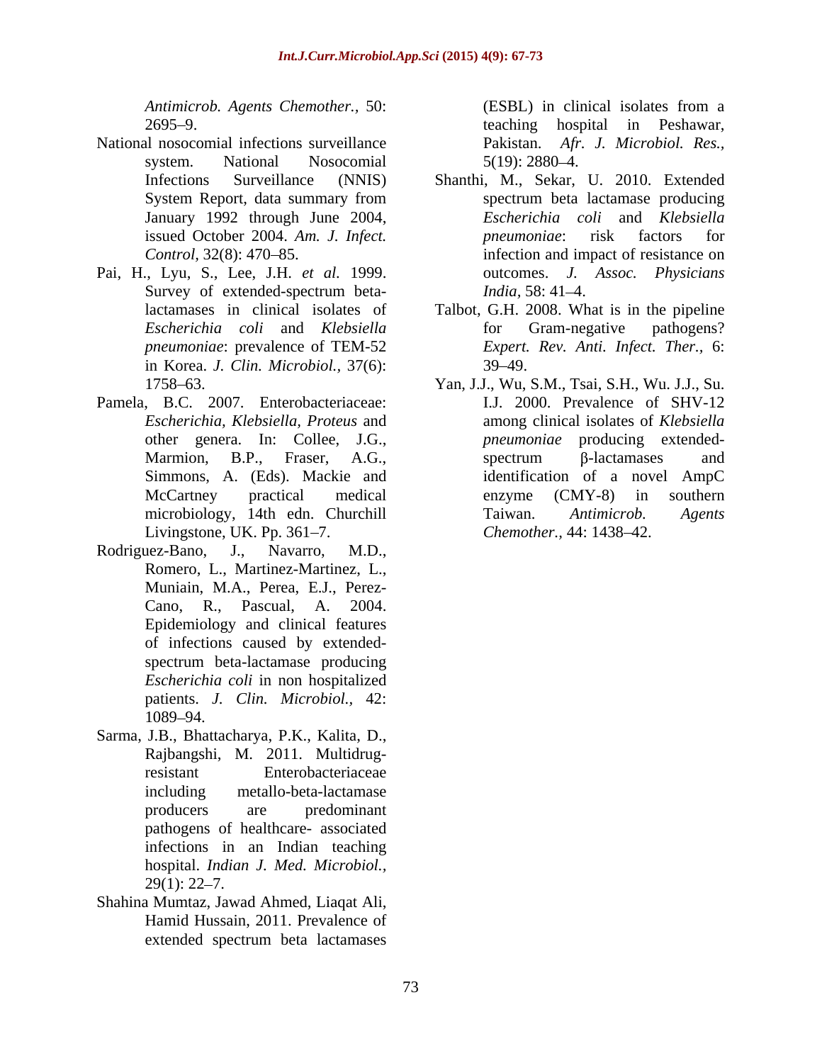*Antimicrob. Agents Chemother.,* 50: 2695–9.

National nosocomial infections surveillance system. National Nosocomial Infections Surveillance (NNIS) System Report, data summary from January 1992 through June 2004, issued October 2004. *Am. J. Infect. Control*, 32(8): 470–85.

Pai, H., Lyu, S., Lee, J.H. *et al.* 1999. Survey of extended-spectrum beta-lactamases in clinical isolates of *Escherichia coli* and *Klebsiella pneumoniae*: prevalence of TEM-52 in Korea. *J. Clin. Microbiol.,* 37(6): 1758–63.

Pamela, B.C. 2007. Enterobacteriaceae: *Escherichia, Klebsiella, Proteus* and other genera. In: Collee, J.G., Marmion, B.P., Fraser, A.G., Simmons, A. (Eds). Mackie and McCartney practical medical microbiology, 14th edn. Churchill Livingstone, UK. Pp. 361–7.

Rodriguez-Bano, J., Navarro, M.D., Romero, L., Martinez-Martinez, L., Muniain, M.A., Perea, E.J., Perez-Cano, R., Pascual, A. 2004. Epidemiology and clinical features of infections caused by extended-spectrum beta-lactamase producing *Escherichia coli* in non hospitalized patients. *J. Clin. Microbiol.,* 42: 1089–94.

Sarma, J.B., Bhattacharya, P.K., Kalita, D., Rajbangshi, M. 2011. Multidrug-resistant Enterobacteriaceae including metallo-beta-lactamase producers are predominant pathogens of healthcare- associated infections in an Indian teaching hospital. *Indian J. Med. Microbiol.,* 29(1): 22–7.

Shahina Mumtaz, Jawad Ahmed, Liaqat Ali, Hamid Hussain, 2011. Prevalence of extended spectrum beta lactamases (ESBL) in clinical isolates from a teaching hospital in Peshawar, Pakistan. *Afr. J. Microbiol. Res.,* 5(19): 2880–4.

Shanthi, M., Sekar, U. 2010. Extended spectrum beta lactamase producing *Escherichia coli* and *Klebsiella pneumoniae*: risk factors for infection and impact of resistance on outcomes. *J. Assoc. Physicians India*, 58: 41–4.

Talbot, G.H. 2008. What is in the pipeline for Gram-negative pathogens? *Expert. Rev. Anti. Infect. Ther.,* 6: 39–49.

Yan, J.J., Wu, S.M., Tsai, S.H., Wu. J.J., Su. I.J. 2000. Prevalence of SHV-12 among clinical isolates of *Klebsiella pneumoniae* producing extended-spectrum β-lactamases and identification of a novel AmpC enzyme (CMY-8) in southern Taiwan. *Antimicrob. Agents Chemother.,* 44: 1438–42.